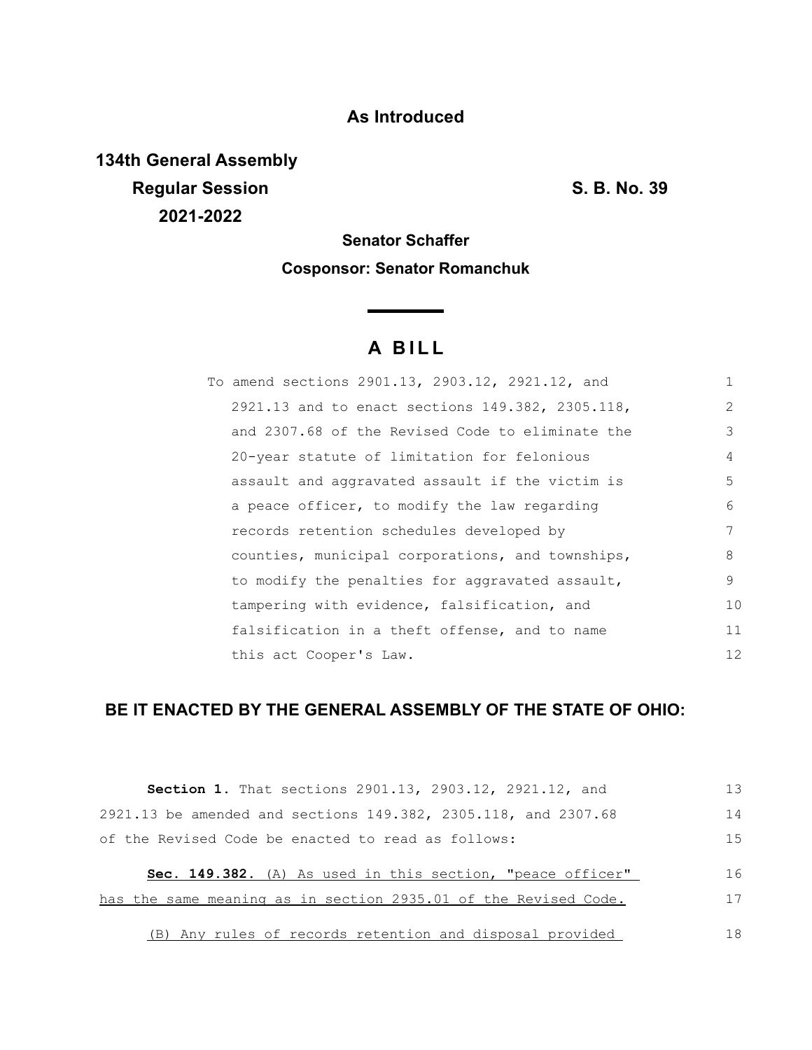**As Introduced**

**134th General Assembly**
**Regular Session** **S. B. No. 39**
**2021-2022**

**Senator Schaffer**

**Cosponsor: Senator Romanchuk**

# A BILL

To amend sections 2901.13, 2903.12, 2921.12, and 2921.13 and to enact sections 149.382, 2305.118, and 2307.68 of the Revised Code to eliminate the 20-year statute of limitation for felonious assault and aggravated assault if the victim is a peace officer, to modify the law regarding records retention schedules developed by counties, municipal corporations, and townships, to modify the penalties for aggravated assault, tampering with evidence, falsification, and falsification in a theft offense, and to name this act Cooper's Law.

**BE IT ENACTED BY THE GENERAL ASSEMBLY OF THE STATE OF OHIO:**

**Section 1.** That sections 2901.13, 2903.12, 2921.12, and 2921.13 be amended and sections 149.382, 2305.118, and 2307.68 of the Revised Code be enacted to read as follows:

**Sec. 149.382.** <u>(A) As used in this section, "peace officer" has the same meaning as in section 2935.01 of the Revised Code.</u>

<u>(B) Any rules of records retention and disposal provided</u>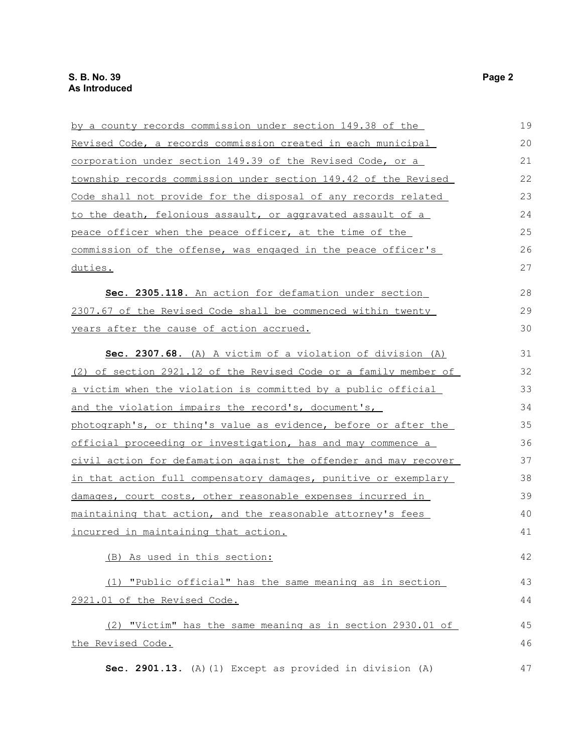by a county records commission under section 149.38 of the Revised Code, a records commission created in each municipal corporation under section 149.39 of the Revised Code, or a township records commission under section 149.42 of the Revised Code shall not provide for the disposal of any records related to the death, felonious assault, or aggravated assault of a peace officer when the peace officer, at the time of the commission of the offense, was engaged in the peace officer's duties.

**Sec. 2305.118.** An action for defamation under section 2307.67 of the Revised Code shall be commenced within twenty years after the cause of action accrued.

**Sec. 2307.68.** (A) A victim of a violation of division (A)(2) of section 2921.12 of the Revised Code or a family member of a victim when the violation is committed by a public official and the violation impairs the record's, document's, photograph's, or thing's value as evidence, before or after the official proceeding or investigation, has and may commence a civil action for defamation against the offender and may recover in that action full compensatory damages, punitive or exemplary damages, court costs, other reasonable expenses incurred in maintaining that action, and the reasonable attorney's fees incurred in maintaining that action.

(B) As used in this section:

(1) "Public official" has the same meaning as in section 2921.01 of the Revised Code.

(2) "Victim" has the same meaning as in section 2930.01 of the Revised Code.

**Sec. 2901.13.** (A)(1) Except as provided in division (A)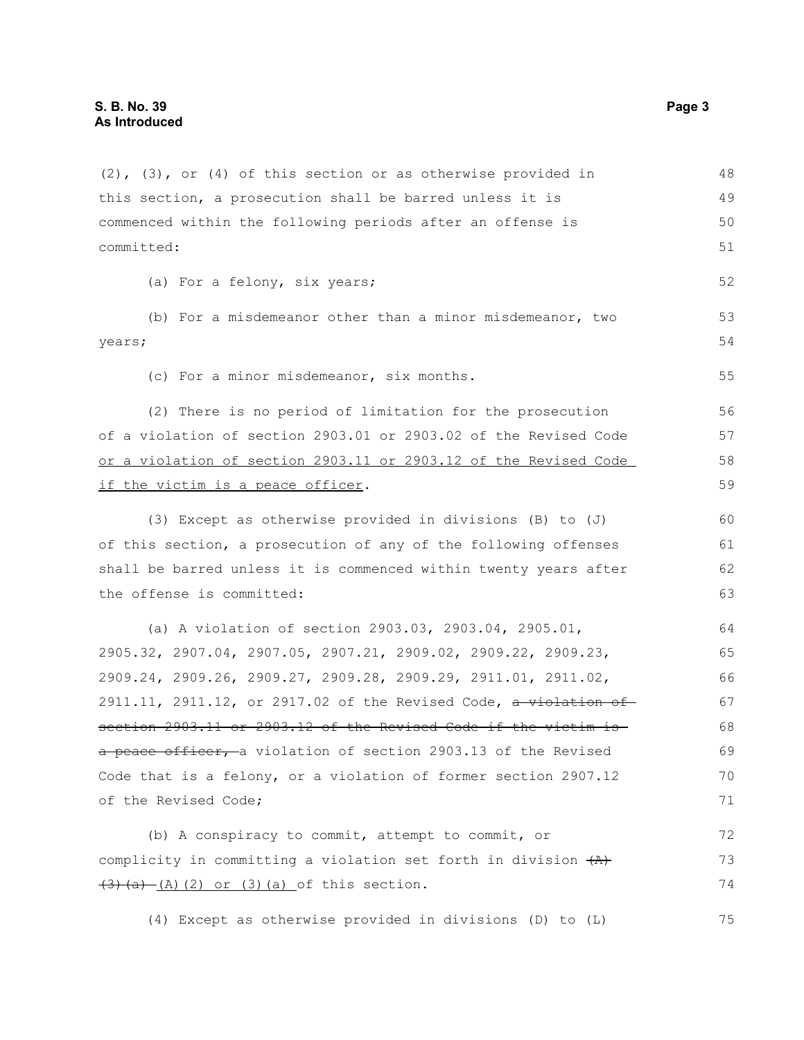(2), (3), or (4) of this section or as otherwise provided in this section, a prosecution shall be barred unless it is commenced within the following periods after an offense is committed:

(a) For a felony, six years;

(b) For a misdemeanor other than a minor misdemeanor, two years;

(c) For a minor misdemeanor, six months.

(2) There is no period of limitation for the prosecution of a violation of section 2903.01 or 2903.02 of the Revised Code <u>or a violation of section 2903.11 or 2903.12 of the Revised Code if the victim is a peace officer</u>.

(3) Except as otherwise provided in divisions (B) to (J) of this section, a prosecution of any of the following offenses shall be barred unless it is commenced within twenty years after the offense is committed:

(a) A violation of section 2903.03, 2903.04, 2905.01, 2905.32, 2907.04, 2907.05, 2907.21, 2909.02, 2909.22, 2909.23, 2909.24, 2909.26, 2909.27, 2909.28, 2909.29, 2911.01, 2911.02, 2911.11, 2911.12, or 2917.02 of the Revised Code, ~~a violation of section 2903.11 or 2903.12 of the Revised Code if the victim is a peace officer,~~ a violation of section 2903.13 of the Revised Code that is a felony, or a violation of former section 2907.12 of the Revised Code;

(b) A conspiracy to commit, attempt to commit, or complicity in committing a violation set forth in division ~~(A)(3)(a)~~ <u>(A)(2) or (3)(a)</u> of this section.

(4) Except as otherwise provided in divisions (D) to (L)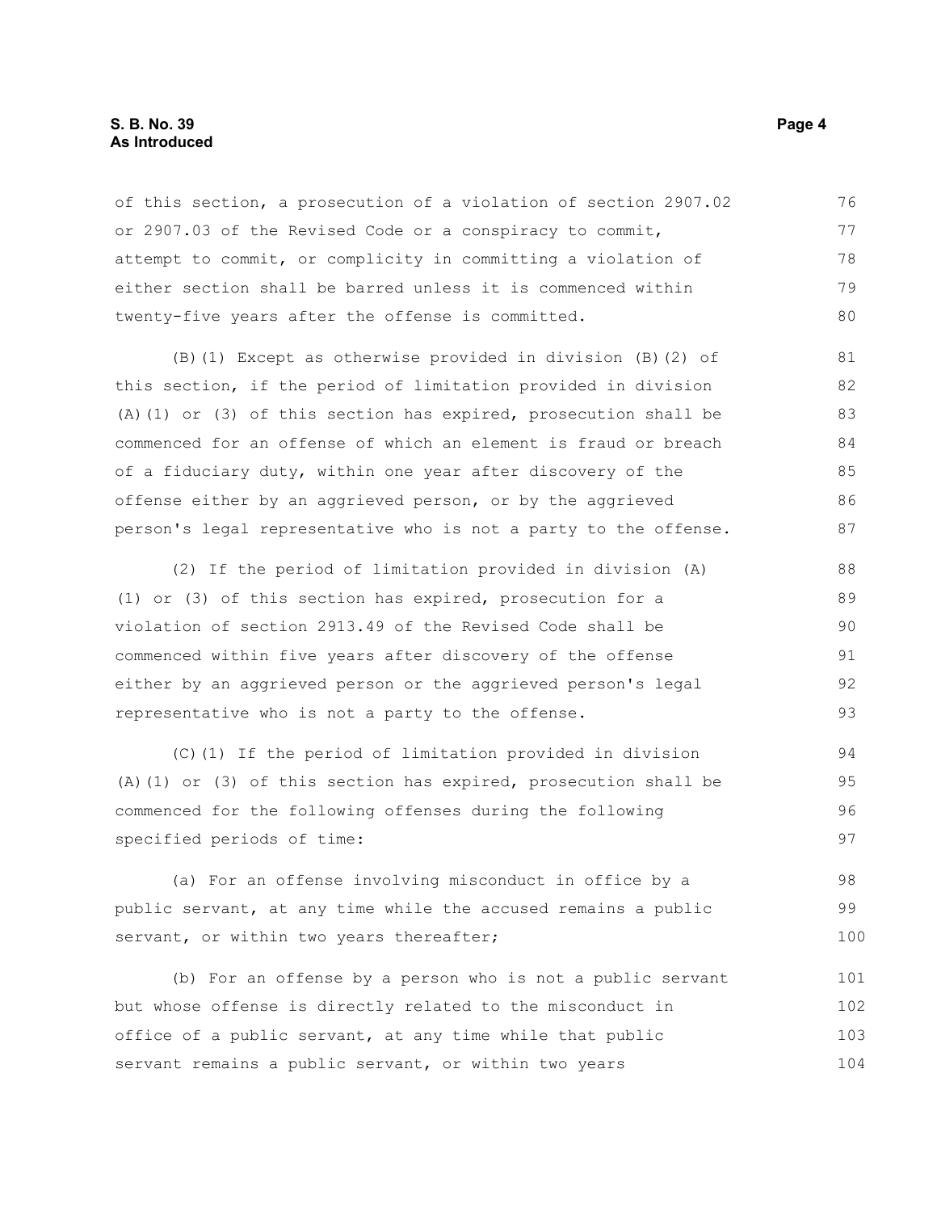of this section, a prosecution of a violation of section 2907.02 or 2907.03 of the Revised Code or a conspiracy to commit, attempt to commit, or complicity in committing a violation of either section shall be barred unless it is commenced within twenty-five years after the offense is committed.

(B)(1) Except as otherwise provided in division (B)(2) of this section, if the period of limitation provided in division (A)(1) or (3) of this section has expired, prosecution shall be commenced for an offense of which an element is fraud or breach of a fiduciary duty, within one year after discovery of the offense either by an aggrieved person, or by the aggrieved person's legal representative who is not a party to the offense.

(2) If the period of limitation provided in division (A)(1) or (3) of this section has expired, prosecution for a violation of section 2913.49 of the Revised Code shall be commenced within five years after discovery of the offense either by an aggrieved person or the aggrieved person's legal representative who is not a party to the offense.

(C)(1) If the period of limitation provided in division (A)(1) or (3) of this section has expired, prosecution shall be commenced for the following offenses during the following specified periods of time:

(a) For an offense involving misconduct in office by a public servant, at any time while the accused remains a public servant, or within two years thereafter;

(b) For an offense by a person who is not a public servant but whose offense is directly related to the misconduct in office of a public servant, at any time while that public servant remains a public servant, or within two years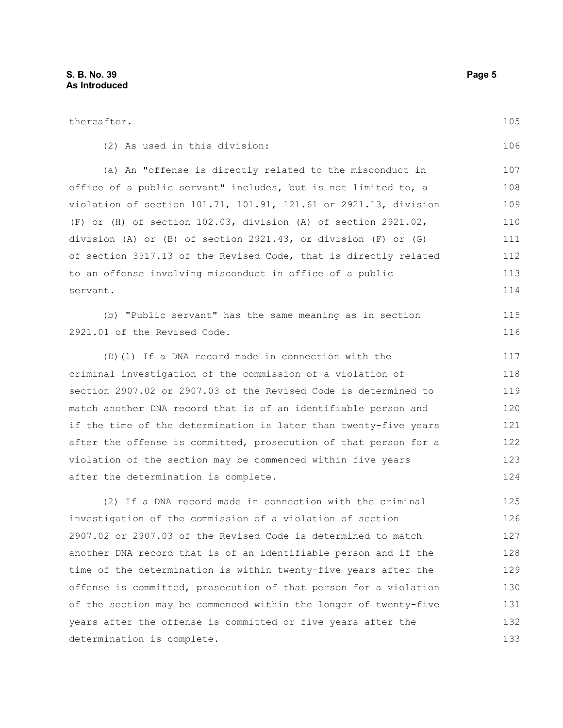thereafter.

(2) As used in this division:

(a) An "offense is directly related to the misconduct in office of a public servant" includes, but is not limited to, a violation of section 101.71, 101.91, 121.61 or 2921.13, division (F) or (H) of section 102.03, division (A) of section 2921.02, division (A) or (B) of section 2921.43, or division (F) or (G) of section 3517.13 of the Revised Code, that is directly related to an offense involving misconduct in office of a public servant.

(b) "Public servant" has the same meaning as in section 2921.01 of the Revised Code.

(D)(1) If a DNA record made in connection with the criminal investigation of the commission of a violation of section 2907.02 or 2907.03 of the Revised Code is determined to match another DNA record that is of an identifiable person and if the time of the determination is later than twenty-five years after the offense is committed, prosecution of that person for a violation of the section may be commenced within five years after the determination is complete.

(2) If a DNA record made in connection with the criminal investigation of the commission of a violation of section 2907.02 or 2907.03 of the Revised Code is determined to match another DNA record that is of an identifiable person and if the time of the determination is within twenty-five years after the offense is committed, prosecution of that person for a violation of the section may be commenced within the longer of twenty-five years after the offense is committed or five years after the determination is complete.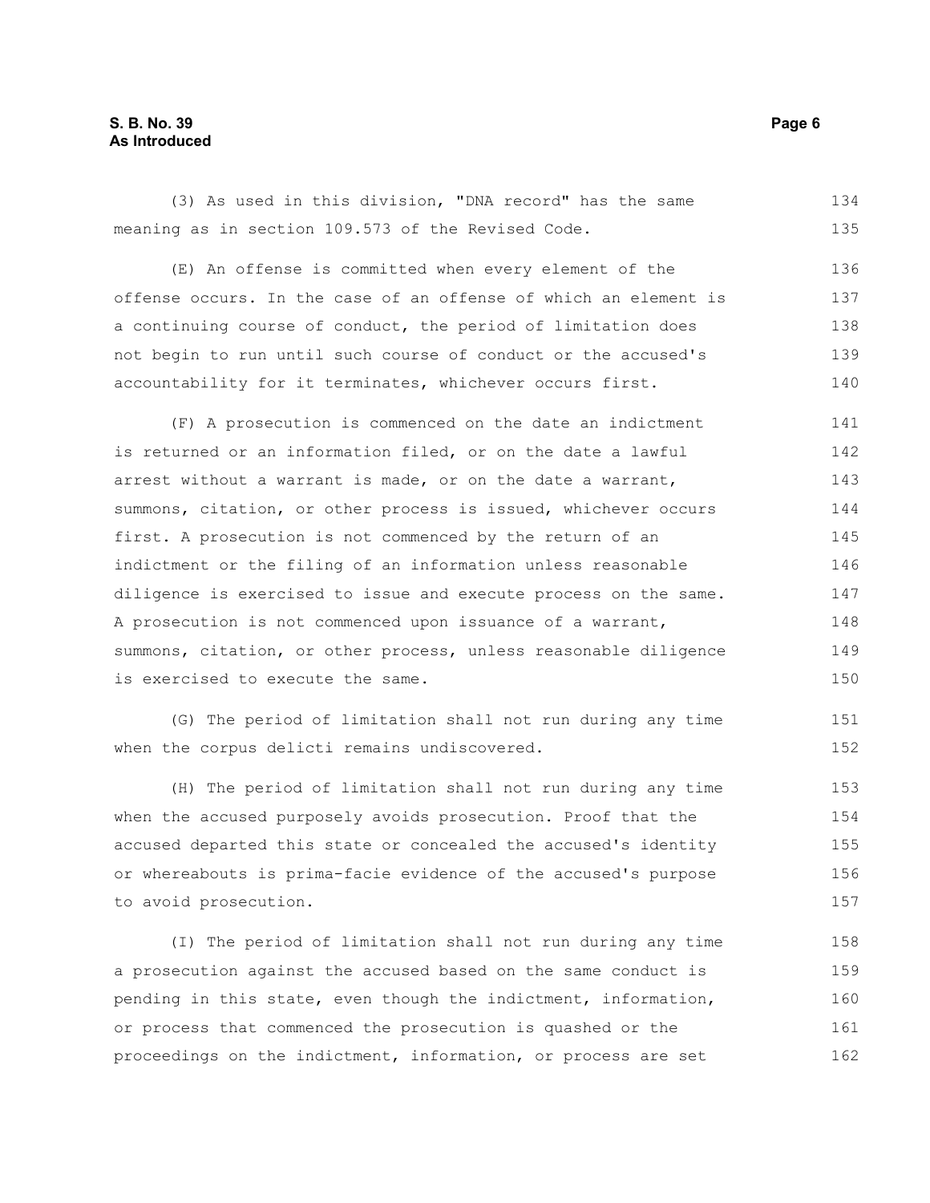(3) As used in this division, "DNA record" has the same meaning as in section 109.573 of the Revised Code.

(E) An offense is committed when every element of the offense occurs. In the case of an offense of which an element is a continuing course of conduct, the period of limitation does not begin to run until such course of conduct or the accused's accountability for it terminates, whichever occurs first.

(F) A prosecution is commenced on the date an indictment is returned or an information filed, or on the date a lawful arrest without a warrant is made, or on the date a warrant, summons, citation, or other process is issued, whichever occurs first. A prosecution is not commenced by the return of an indictment or the filing of an information unless reasonable diligence is exercised to issue and execute process on the same. A prosecution is not commenced upon issuance of a warrant, summons, citation, or other process, unless reasonable diligence is exercised to execute the same.

(G) The period of limitation shall not run during any time when the corpus delicti remains undiscovered.

(H) The period of limitation shall not run during any time when the accused purposely avoids prosecution. Proof that the accused departed this state or concealed the accused's identity or whereabouts is prima-facie evidence of the accused's purpose to avoid prosecution.

(I) The period of limitation shall not run during any time a prosecution against the accused based on the same conduct is pending in this state, even though the indictment, information, or process that commenced the prosecution is quashed or the proceedings on the indictment, information, or process are set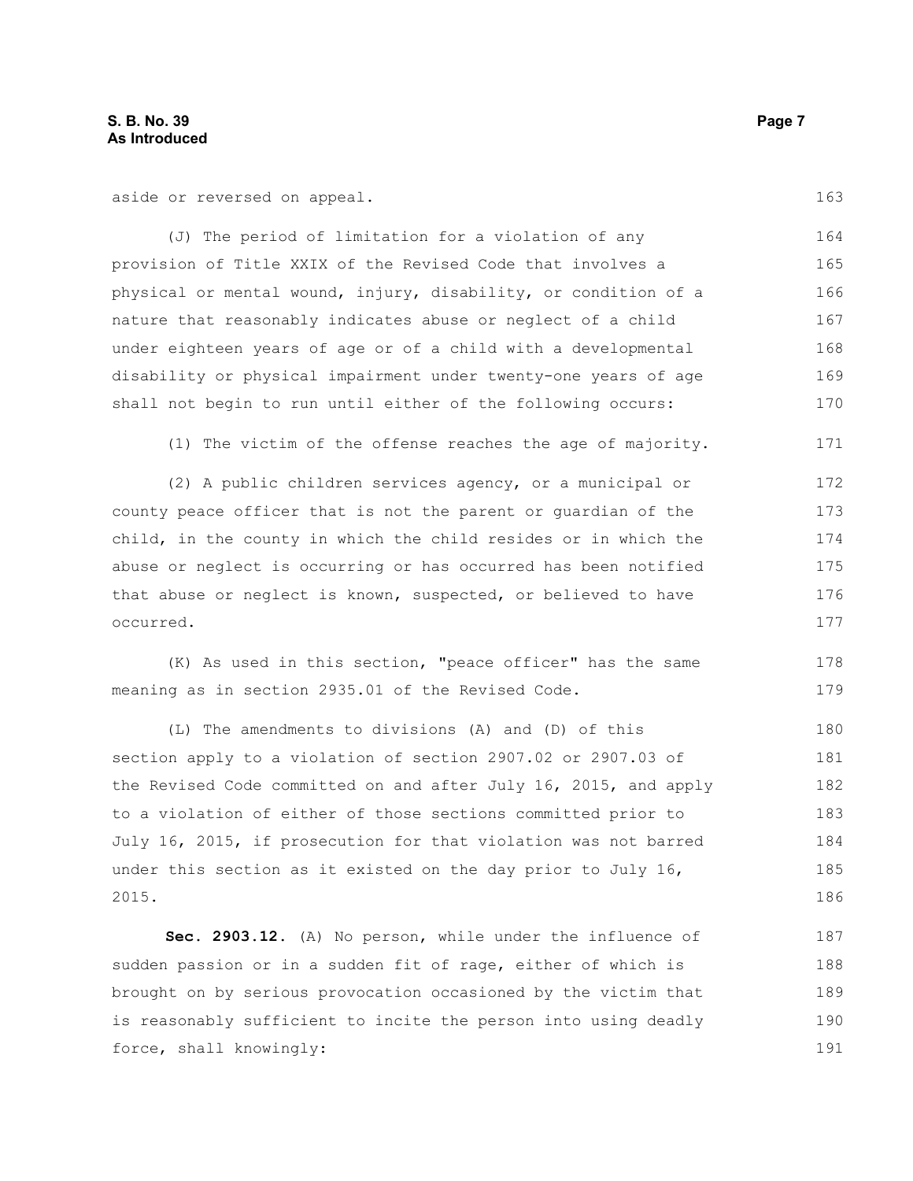aside or reversed on appeal.

(J) The period of limitation for a violation of any provision of Title XXIX of the Revised Code that involves a physical or mental wound, injury, disability, or condition of a nature that reasonably indicates abuse or neglect of a child under eighteen years of age or of a child with a developmental disability or physical impairment under twenty-one years of age shall not begin to run until either of the following occurs:

(1) The victim of the offense reaches the age of majority.

(2) A public children services agency, or a municipal or county peace officer that is not the parent or guardian of the child, in the county in which the child resides or in which the abuse or neglect is occurring or has occurred has been notified that abuse or neglect is known, suspected, or believed to have occurred.

(K) As used in this section, "peace officer" has the same meaning as in section 2935.01 of the Revised Code.

(L) The amendments to divisions (A) and (D) of this section apply to a violation of section 2907.02 or 2907.03 of the Revised Code committed on and after July 16, 2015, and apply to a violation of either of those sections committed prior to July 16, 2015, if prosecution for that violation was not barred under this section as it existed on the day prior to July 16, 2015.

**Sec. 2903.12.** (A) No person, while under the influence of sudden passion or in a sudden fit of rage, either of which is brought on by serious provocation occasioned by the victim that is reasonably sufficient to incite the person into using deadly force, shall knowingly: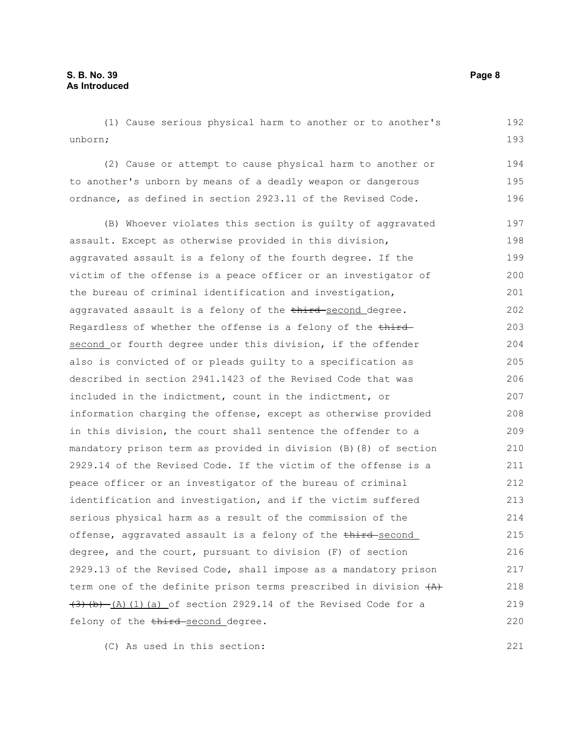(1) Cause serious physical harm to another or to another's unborn;

(2) Cause or attempt to cause physical harm to another or to another's unborn by means of a deadly weapon or dangerous ordnance, as defined in section 2923.11 of the Revised Code.

(B) Whoever violates this section is guilty of aggravated assault. Except as otherwise provided in this division, aggravated assault is a felony of the fourth degree. If the victim of the offense is a peace officer or an investigator of the bureau of criminal identification and investigation, aggravated assault is a felony of the ~~third~~ second degree. Regardless of whether the offense is a felony of the ~~third~~ second or fourth degree under this division, if the offender also is convicted of or pleads guilty to a specification as described in section 2941.1423 of the Revised Code that was included in the indictment, count in the indictment, or information charging the offense, except as otherwise provided in this division, the court shall sentence the offender to a mandatory prison term as provided in division (B)(8) of section 2929.14 of the Revised Code. If the victim of the offense is a peace officer or an investigator of the bureau of criminal identification and investigation, and if the victim suffered serious physical harm as a result of the commission of the offense, aggravated assault is a felony of the ~~third~~ second degree, and the court, pursuant to division (F) of section 2929.13 of the Revised Code, shall impose as a mandatory prison term one of the definite prison terms prescribed in division ~~(A)(3)(b)~~ (A)(1)(a) of section 2929.14 of the Revised Code for a felony of the ~~third~~ second degree.

(C) As used in this section: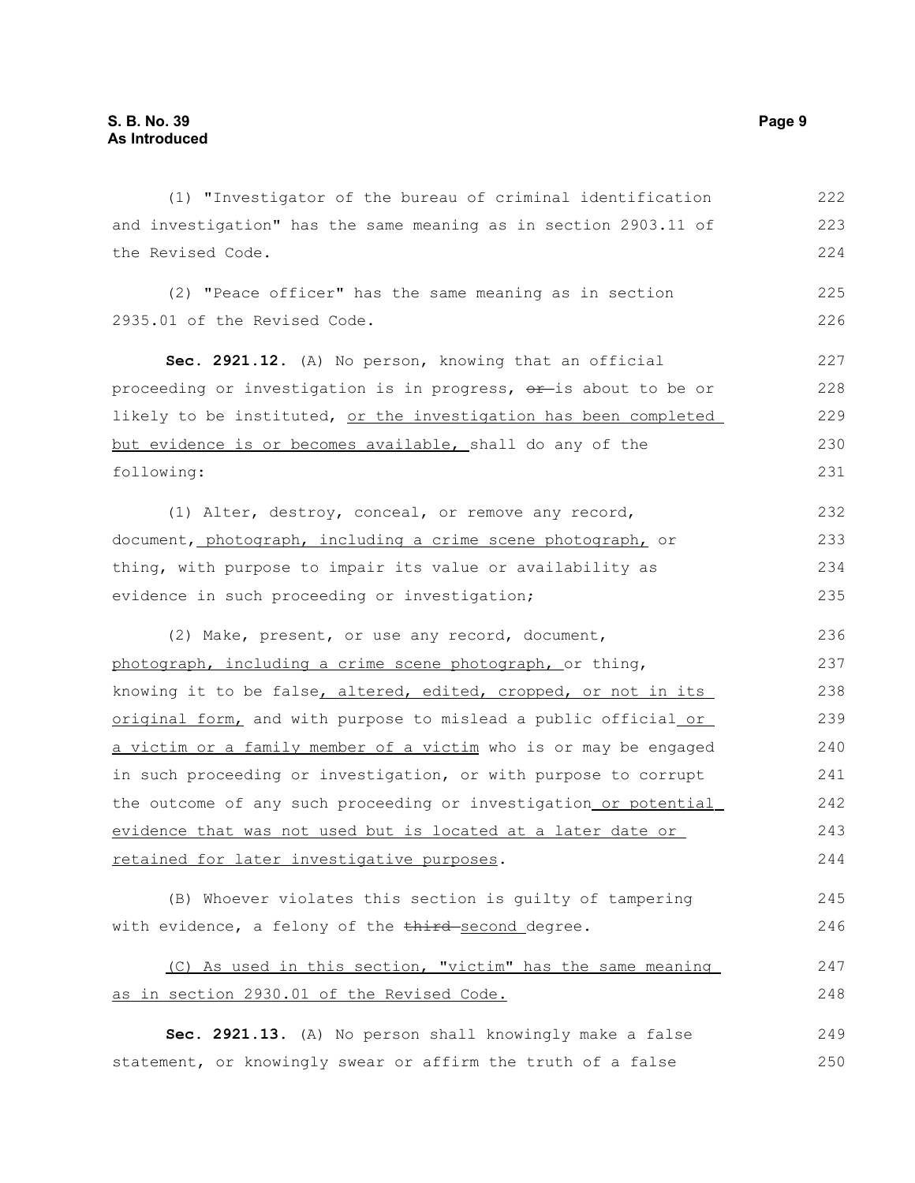(1) "Investigator of the bureau of criminal identification and investigation" has the same meaning as in section 2903.11 of the Revised Code.

(2) "Peace officer" has the same meaning as in section 2935.01 of the Revised Code.

**Sec. 2921.12.** (A) No person, knowing that an official proceeding or investigation is in progress, ~~or~~ is about to be or likely to be instituted, or the investigation has been completed but evidence is or becomes available, shall do any of the following:

(1) Alter, destroy, conceal, or remove any record, document, photograph, including a crime scene photograph, or thing, with purpose to impair its value or availability as evidence in such proceeding or investigation;

(2) Make, present, or use any record, document, photograph, including a crime scene photograph, or thing, knowing it to be false, altered, edited, cropped, or not in its original form, and with purpose to mislead a public official or a victim or a family member of a victim who is or may be engaged in such proceeding or investigation, or with purpose to corrupt the outcome of any such proceeding or investigation or potential evidence that was not used but is located at a later date or retained for later investigative purposes.

(B) Whoever violates this section is guilty of tampering with evidence, a felony of the ~~third~~ second degree.

(C) As used in this section, "victim" has the same meaning as in section 2930.01 of the Revised Code.

**Sec. 2921.13.** (A) No person shall knowingly make a false statement, or knowingly swear or affirm the truth of a false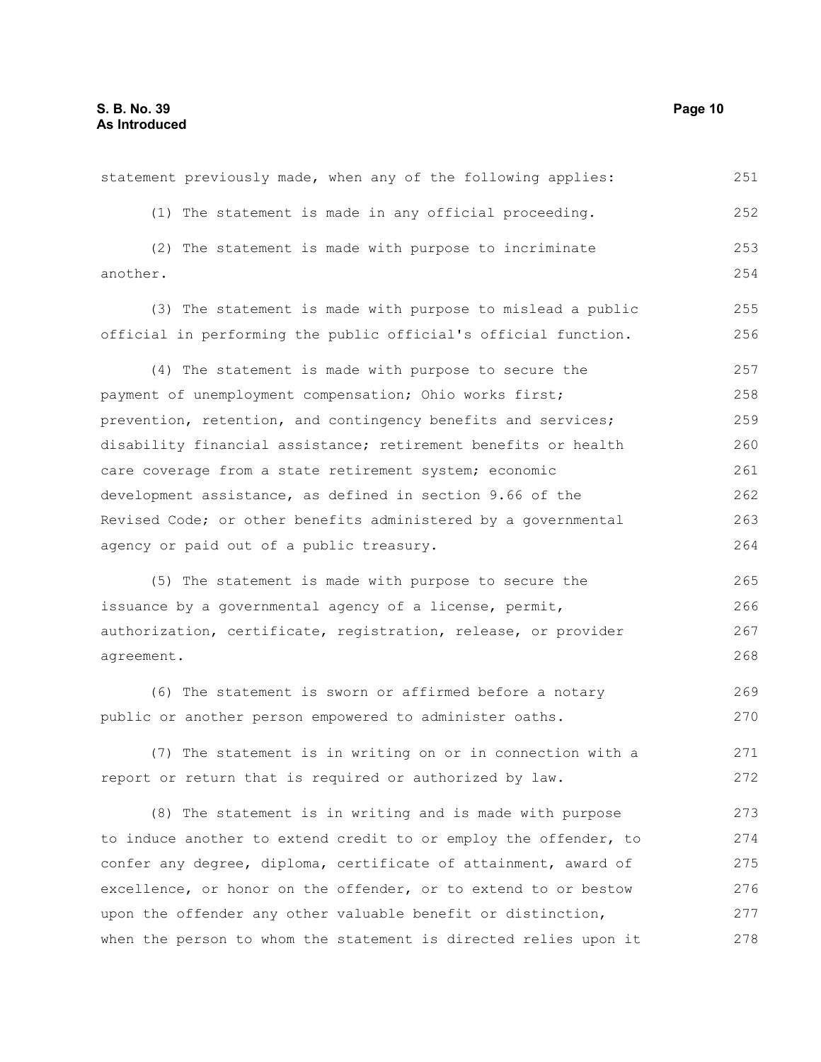statement previously made, when any of the following applies:

(1) The statement is made in any official proceeding.

(2) The statement is made with purpose to incriminate another.

(3) The statement is made with purpose to mislead a public official in performing the public official's official function.

(4) The statement is made with purpose to secure the payment of unemployment compensation; Ohio works first; prevention, retention, and contingency benefits and services; disability financial assistance; retirement benefits or health care coverage from a state retirement system; economic development assistance, as defined in section 9.66 of the Revised Code; or other benefits administered by a governmental agency or paid out of a public treasury.

(5) The statement is made with purpose to secure the issuance by a governmental agency of a license, permit, authorization, certificate, registration, release, or provider agreement.

(6) The statement is sworn or affirmed before a notary public or another person empowered to administer oaths.

(7) The statement is in writing on or in connection with a report or return that is required or authorized by law.

(8) The statement is in writing and is made with purpose to induce another to extend credit to or employ the offender, to confer any degree, diploma, certificate of attainment, award of excellence, or honor on the offender, or to extend to or bestow upon the offender any other valuable benefit or distinction, when the person to whom the statement is directed relies upon it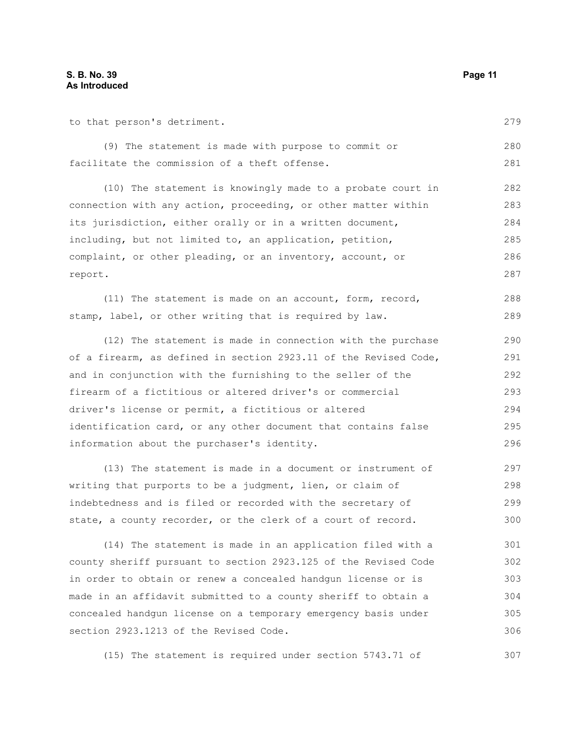to that person's detriment.

(9) The statement is made with purpose to commit or facilitate the commission of a theft offense.

(10) The statement is knowingly made to a probate court in connection with any action, proceeding, or other matter within its jurisdiction, either orally or in a written document, including, but not limited to, an application, petition, complaint, or other pleading, or an inventory, account, or report.

(11) The statement is made on an account, form, record, stamp, label, or other writing that is required by law.

(12) The statement is made in connection with the purchase of a firearm, as defined in section 2923.11 of the Revised Code, and in conjunction with the furnishing to the seller of the firearm of a fictitious or altered driver's or commercial driver's license or permit, a fictitious or altered identification card, or any other document that contains false information about the purchaser's identity.

(13) The statement is made in a document or instrument of writing that purports to be a judgment, lien, or claim of indebtedness and is filed or recorded with the secretary of state, a county recorder, or the clerk of a court of record.

(14) The statement is made in an application filed with a county sheriff pursuant to section 2923.125 of the Revised Code in order to obtain or renew a concealed handgun license or is made in an affidavit submitted to a county sheriff to obtain a concealed handgun license on a temporary emergency basis under section 2923.1213 of the Revised Code.

(15) The statement is required under section 5743.71 of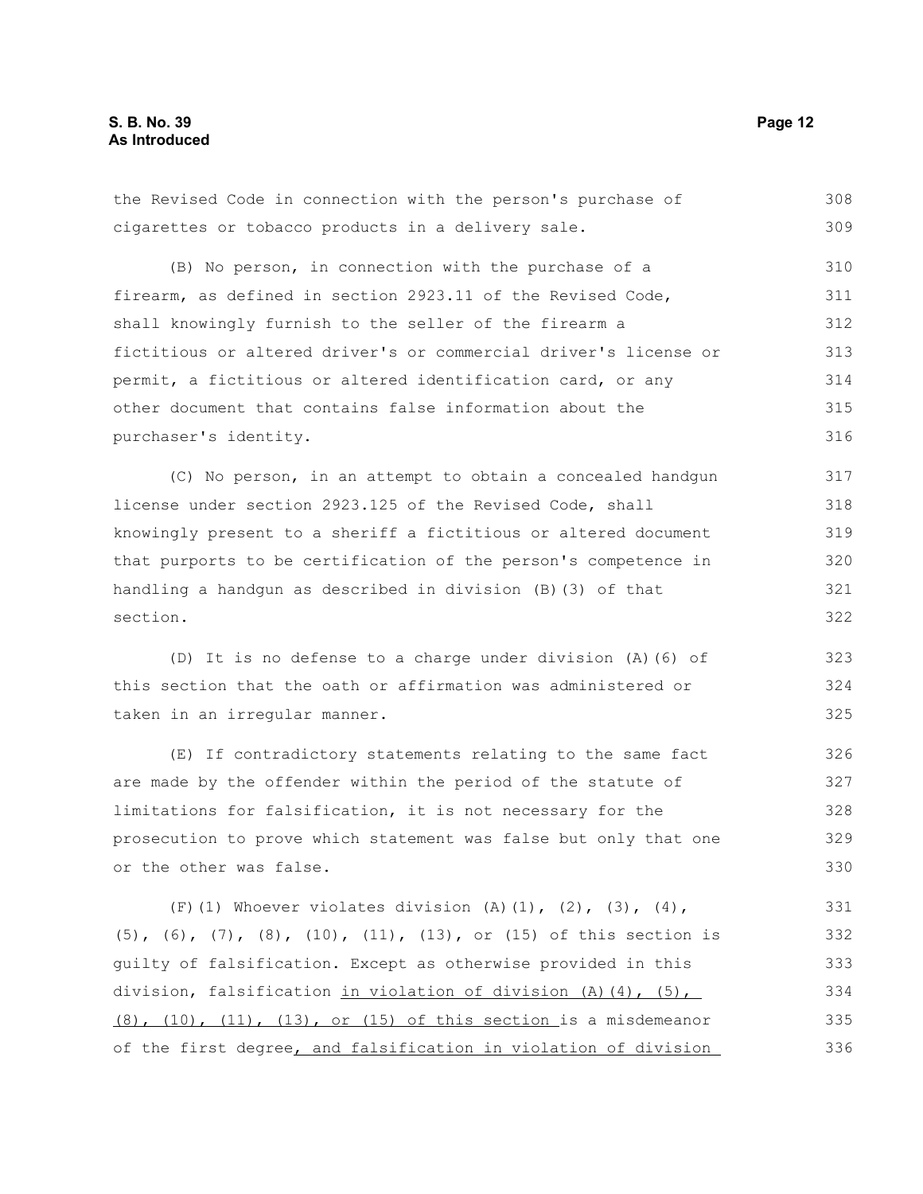the Revised Code in connection with the person's purchase of cigarettes or tobacco products in a delivery sale.

(B) No person, in connection with the purchase of a firearm, as defined in section 2923.11 of the Revised Code, shall knowingly furnish to the seller of the firearm a fictitious or altered driver's or commercial driver's license or permit, a fictitious or altered identification card, or any other document that contains false information about the purchaser's identity.

(C) No person, in an attempt to obtain a concealed handgun license under section 2923.125 of the Revised Code, shall knowingly present to a sheriff a fictitious or altered document that purports to be certification of the person's competence in handling a handgun as described in division (B)(3) of that section.

(D) It is no defense to a charge under division (A)(6) of this section that the oath or affirmation was administered or taken in an irregular manner.

(E) If contradictory statements relating to the same fact are made by the offender within the period of the statute of limitations for falsification, it is not necessary for the prosecution to prove which statement was false but only that one or the other was false.

(F)(1) Whoever violates division (A)(1), (2), (3), (4), (5), (6), (7), (8), (10), (11), (13), or (15) of this section is guilty of falsification. Except as otherwise provided in this division, falsification <u>in violation of division (A)(4), (5), (8), (10), (11), (13), or (15) of this section</u> is a misdemeanor of the first degree<u>, and falsification in violation of division</u>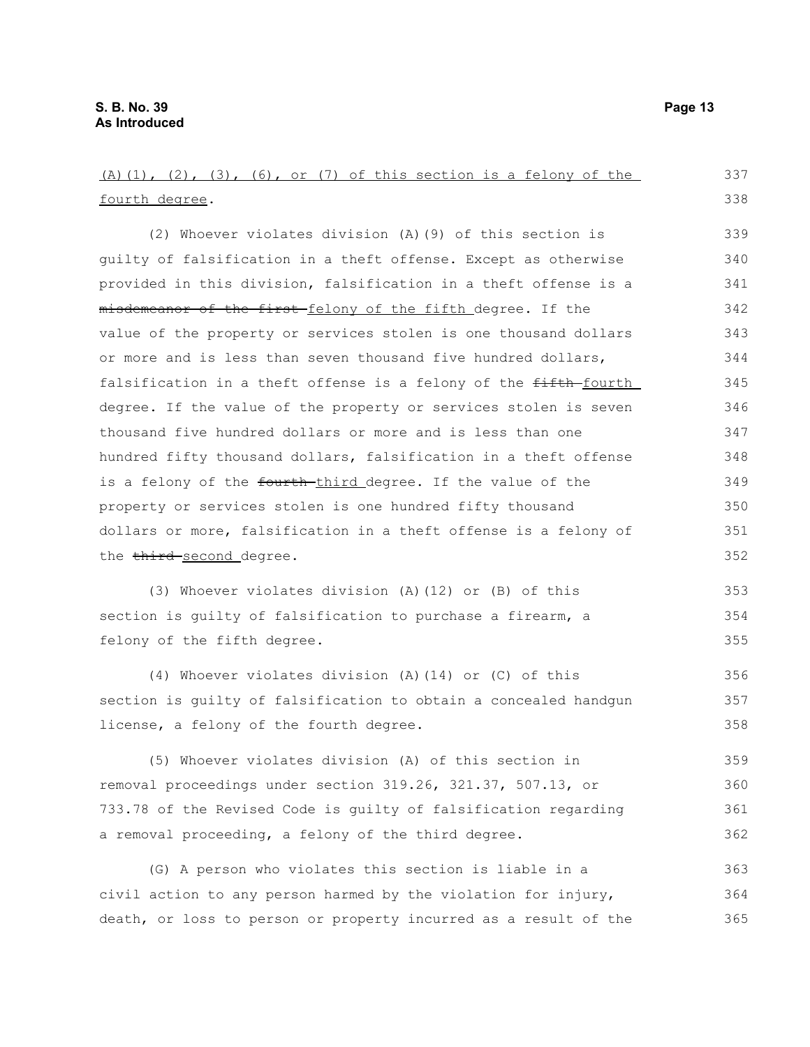(A)(1), (2), (3), (6), or (7) of this section is a felony of the fourth degree.

(2) Whoever violates division (A)(9) of this section is guilty of falsification in a theft offense. Except as otherwise provided in this division, falsification in a theft offense is a ~~misdemeanor of the first~~ felony of the fifth degree. If the value of the property or services stolen is one thousand dollars or more and is less than seven thousand five hundred dollars, falsification in a theft offense is a felony of the ~~fifth~~ fourth degree. If the value of the property or services stolen is seven thousand five hundred dollars or more and is less than one hundred fifty thousand dollars, falsification in a theft offense is a felony of the ~~fourth~~ third degree. If the value of the property or services stolen is one hundred fifty thousand dollars or more, falsification in a theft offense is a felony of the ~~third~~ second degree.

(3) Whoever violates division (A)(12) or (B) of this section is guilty of falsification to purchase a firearm, a felony of the fifth degree.

(4) Whoever violates division (A)(14) or (C) of this section is guilty of falsification to obtain a concealed handgun license, a felony of the fourth degree.

(5) Whoever violates division (A) of this section in removal proceedings under section 319.26, 321.37, 507.13, or 733.78 of the Revised Code is guilty of falsification regarding a removal proceeding, a felony of the third degree.

(G) A person who violates this section is liable in a civil action to any person harmed by the violation for injury, death, or loss to person or property incurred as a result of the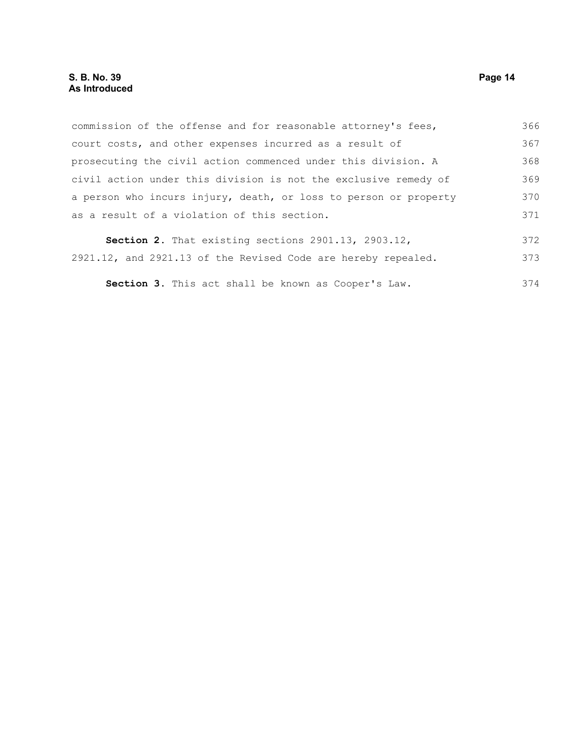commission of the offense and for reasonable attorney's fees, court costs, and other expenses incurred as a result of prosecuting the civil action commenced under this division. A civil action under this division is not the exclusive remedy of a person who incurs injury, death, or loss to person or property as a result of a violation of this section.

**Section 2.** That existing sections 2901.13, 2903.12, 2921.12, and 2921.13 of the Revised Code are hereby repealed.

**Section 3.** This act shall be known as Cooper's Law.